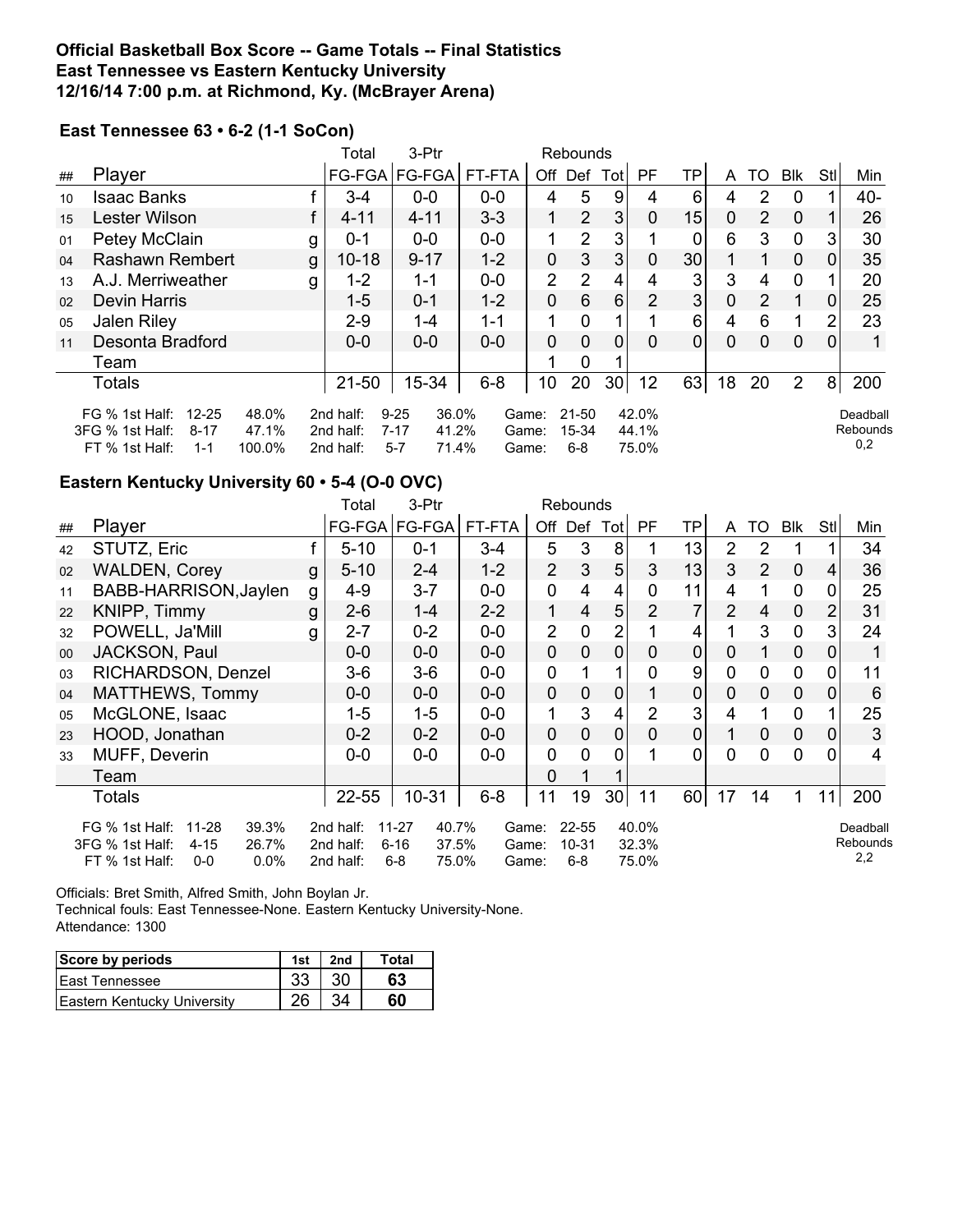**Official Basketball Box Score -- Game Totals -- Final Statistics**
**East Tennessee vs Eastern Kentucky University**
**12/16/14 7:00 p.m. at Richmond, Ky. (McBrayer Arena)**

### East Tennessee 63 • 6-2 (1-1 SoCon)

| ## | Player | | Total FG-FGA | 3-Ptr FG-FGA | FT-FTA | Rebounds Off | Def | Tot | PF | TP | A | TO | Blk | Stl | Min |
|---|---|---|---|---|---|---|---|---|---|---|---|---|---|---|---|
| 10 | Isaac Banks | f | 3-4 | 0-0 | 0-0 | 4 | 5 | 9 | 4 | 6 | 4 | 2 | 0 | 1 | 40- |
| 15 | Lester Wilson | f | 4-11 | 4-11 | 3-3 | 1 | 2 | 3 | 0 | 15 | 0 | 2 | 0 | 1 | 26 |
| 01 | Petey McClain | g | 0-1 | 0-0 | 0-0 | 1 | 2 | 3 | 1 | 0 | 6 | 3 | 0 | 3 | 30 |
| 04 | Rashawn Rembert | g | 10-18 | 9-17 | 1-2 | 0 | 3 | 3 | 0 | 30 | 1 | 1 | 0 | 0 | 35 |
| 13 | A.J. Merriweather | g | 1-2 | 1-1 | 0-0 | 2 | 2 | 4 | 4 | 3 | 3 | 4 | 0 | 1 | 20 |
| 02 | Devin Harris | | 1-5 | 0-1 | 1-2 | 0 | 6 | 6 | 2 | 3 | 0 | 2 | 1 | 0 | 25 |
| 05 | Jalen Riley | | 2-9 | 1-4 | 1-1 | 1 | 0 | 1 | 1 | 6 | 4 | 6 | 1 | 2 | 23 |
| 11 | Desonta Bradford | | 0-0 | 0-0 | 0-0 | 0 | 0 | 0 | 0 | 0 | 0 | 0 | 0 | 0 | 1 |
| | Team | | | | | 1 | 0 | 1 | | | | | | | |
| | Totals | | 21-50 | 15-34 | 6-8 | 10 | 20 | 30 | 12 | 63 | 18 | 20 | 2 | 8 | 200 |

| | 1st Half | | 2nd half | | Game | |
|---|---|---|---|---|---|---|
| FG % | 12-25 | 48.0% | 9-25 | 36.0% | 21-50 | 42.0% |
| 3FG % | 8-17 | 47.1% | 7-17 | 41.2% | 15-34 | 44.1% |
| FT % | 1-1 | 100.0% | 5-7 | 71.4% | 6-8 | 75.0% |

Deadball Rebounds 0,2

### Eastern Kentucky University 60 • 5-4 (O-0 OVC)

| ## | Player | | Total FG-FGA | 3-Ptr FG-FGA | FT-FTA | Rebounds Off | Def | Tot | PF | TP | A | TO | Blk | Stl | Min |
|---|---|---|---|---|---|---|---|---|---|---|---|---|---|---|---|
| 42 | STUTZ, Eric | f | 5-10 | 0-1 | 3-4 | 5 | 3 | 8 | 1 | 13 | 2 | 2 | 1 | 1 | 34 |
| 02 | WALDEN, Corey | g | 5-10 | 2-4 | 1-2 | 2 | 3 | 5 | 3 | 13 | 3 | 2 | 0 | 4 | 36 |
| 11 | BABB-HARRISON,Jaylen | g | 4-9 | 3-7 | 0-0 | 0 | 4 | 4 | 0 | 11 | 4 | 1 | 0 | 0 | 25 |
| 22 | KNIPP, Timmy | g | 2-6 | 1-4 | 2-2 | 1 | 4 | 5 | 2 | 7 | 2 | 4 | 0 | 2 | 31 |
| 32 | POWELL, Ja'Mill | g | 2-7 | 0-2 | 0-0 | 2 | 0 | 2 | 1 | 4 | 1 | 3 | 0 | 3 | 24 |
| 00 | JACKSON, Paul | | 0-0 | 0-0 | 0-0 | 0 | 0 | 0 | 0 | 0 | 0 | 1 | 0 | 0 | 1 |
| 03 | RICHARDSON, Denzel | | 3-6 | 3-6 | 0-0 | 0 | 1 | 1 | 0 | 9 | 0 | 0 | 0 | 0 | 11 |
| 04 | MATTHEWS, Tommy | | 0-0 | 0-0 | 0-0 | 0 | 0 | 0 | 1 | 0 | 0 | 0 | 0 | 0 | 6 |
| 05 | McGLONE, Isaac | | 1-5 | 1-5 | 0-0 | 1 | 3 | 4 | 2 | 3 | 4 | 1 | 0 | 1 | 25 |
| 23 | HOOD, Jonathan | | 0-2 | 0-2 | 0-0 | 0 | 0 | 0 | 0 | 0 | 1 | 0 | 0 | 0 | 3 |
| 33 | MUFF, Deverin | | 0-0 | 0-0 | 0-0 | 0 | 0 | 0 | 1 | 0 | 0 | 0 | 0 | 0 | 4 |
| | Team | | | | | 0 | 1 | 1 | | | | | | | |
| | Totals | | 22-55 | 10-31 | 6-8 | 11 | 19 | 30 | 11 | 60 | 17 | 14 | 1 | 11 | 200 |

| | 1st Half | | 2nd half | | Game | |
|---|---|---|---|---|---|---|
| FG % | 11-28 | 39.3% | 11-27 | 40.7% | 22-55 | 40.0% |
| 3FG % | 4-15 | 26.7% | 6-16 | 37.5% | 10-31 | 32.3% |
| FT % | 0-0 | 0.0% | 6-8 | 75.0% | 6-8 | 75.0% |

Deadball Rebounds 2,2

Officials: Bret Smith, Alfred Smith, John Boylan Jr.
Technical fouls: East Tennessee-None. Eastern Kentucky University-None.
Attendance: 1300

| Score by periods | 1st | 2nd | Total |
|---|---|---|---|
| East Tennessee | 33 | 30 | **63** |
| Eastern Kentucky University | 26 | 34 | **60** |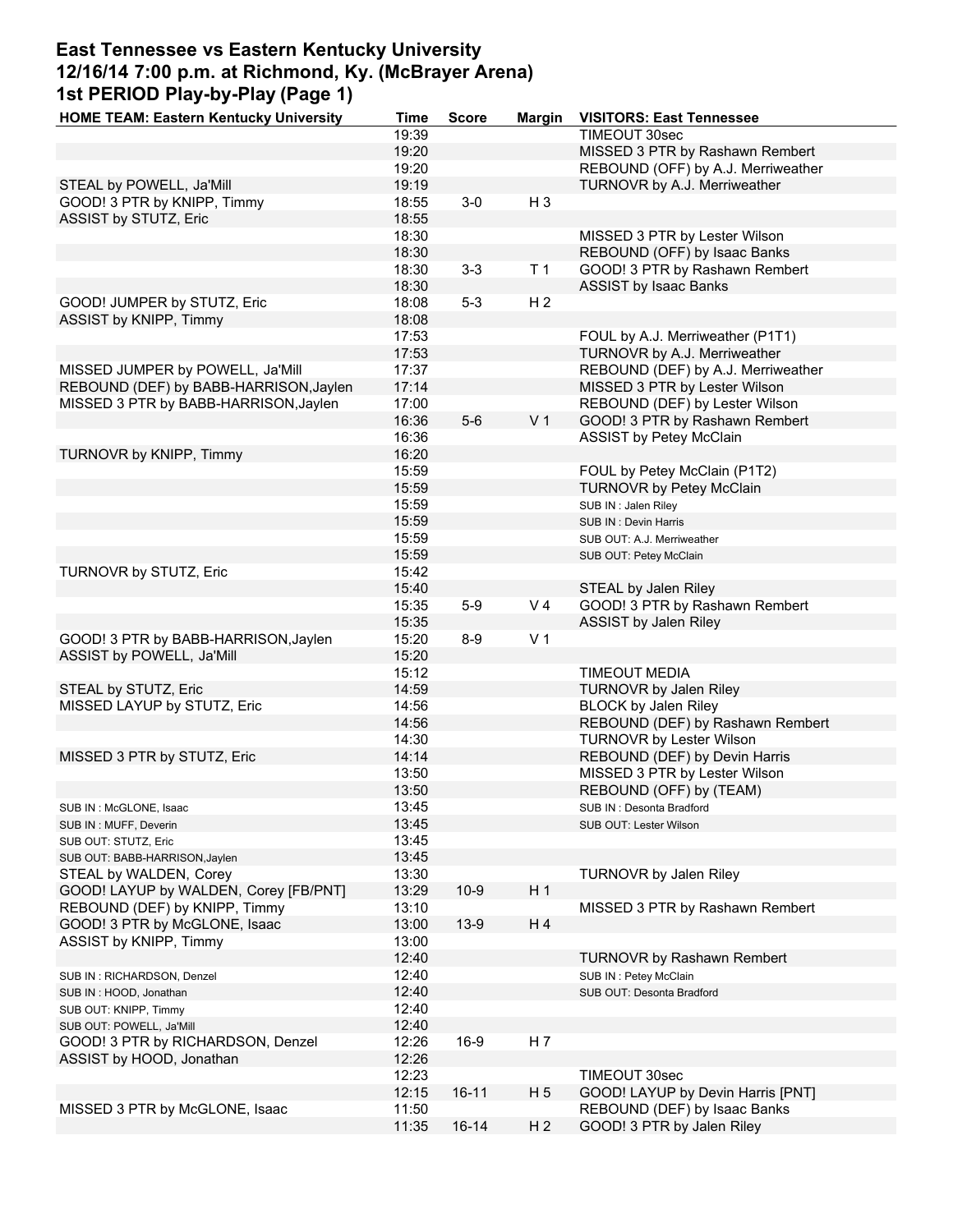# East Tennessee vs Eastern Kentucky University
## 12/16/14 7:00 p.m. at Richmond, Ky. (McBrayer Arena)
### 1st PERIOD Play-by-Play (Page 1)

| HOME TEAM: Eastern Kentucky University | Time | Score | Margin | VISITORS: East Tennessee |
|---|---|---|---|---|
| | 19:39 | | | TIMEOUT 30sec |
| | 19:20 | | | MISSED 3 PTR by Rashawn Rembert |
| | 19:20 | | | REBOUND (OFF) by A.J. Merriweather |
| STEAL by POWELL, Ja'Mill | 19:19 | | | TURNOVR by A.J. Merriweather |
| GOOD! 3 PTR by KNIPP, Timmy | 18:55 | 3-0 | H 3 | |
| ASSIST by STUTZ, Eric | 18:55 | | | |
| | 18:30 | | | MISSED 3 PTR by Lester Wilson |
| | 18:30 | | | REBOUND (OFF) by Isaac Banks |
| | 18:30 | 3-3 | T 1 | GOOD! 3 PTR by Rashawn Rembert |
| | 18:30 | | | ASSIST by Isaac Banks |
| GOOD! JUMPER by STUTZ, Eric | 18:08 | 5-3 | H 2 | |
| ASSIST by KNIPP, Timmy | 18:08 | | | |
| | 17:53 | | | FOUL by A.J. Merriweather (P1T1) |
| | 17:53 | | | TURNOVR by A.J. Merriweather |
| MISSED JUMPER by POWELL, Ja'Mill | 17:37 | | | REBOUND (DEF) by A.J. Merriweather |
| REBOUND (DEF) by BABB-HARRISON,Jaylen | 17:14 | | | MISSED 3 PTR by Lester Wilson |
| MISSED 3 PTR by BABB-HARRISON,Jaylen | 17:00 | | | REBOUND (DEF) by Lester Wilson |
| | 16:36 | 5-6 | V 1 | GOOD! 3 PTR by Rashawn Rembert |
| | 16:36 | | | ASSIST by Petey McClain |
| TURNOVR by KNIPP, Timmy | 16:20 | | | |
| | 15:59 | | | FOUL by Petey McClain (P1T2) |
| | 15:59 | | | TURNOVR by Petey McClain |
| | 15:59 | | | SUB IN : Jalen Riley |
| | 15:59 | | | SUB IN : Devin Harris |
| | 15:59 | | | SUB OUT: A.J. Merriweather |
| | 15:59 | | | SUB OUT: Petey McClain |
| TURNOVR by STUTZ, Eric | 15:42 | | | |
| | 15:40 | | | STEAL by Jalen Riley |
| | 15:35 | 5-9 | V 4 | GOOD! 3 PTR by Rashawn Rembert |
| | 15:35 | | | ASSIST by Jalen Riley |
| GOOD! 3 PTR by BABB-HARRISON,Jaylen | 15:20 | 8-9 | V 1 | |
| ASSIST by POWELL, Ja'Mill | 15:20 | | | |
| | 15:12 | | | TIMEOUT MEDIA |
| STEAL by STUTZ, Eric | 14:59 | | | TURNOVR by Jalen Riley |
| MISSED LAYUP by STUTZ, Eric | 14:56 | | | BLOCK by Jalen Riley |
| | 14:56 | | | REBOUND (DEF) by Rashawn Rembert |
| | 14:30 | | | TURNOVR by Lester Wilson |
| MISSED 3 PTR by STUTZ, Eric | 14:14 | | | REBOUND (DEF) by Devin Harris |
| | 13:50 | | | MISSED 3 PTR by Lester Wilson |
| | 13:50 | | | REBOUND (OFF) by (TEAM) |
| SUB IN : McGLONE, Isaac | 13:45 | | | SUB IN : Desonta Bradford |
| SUB IN : MUFF, Deverin | 13:45 | | | SUB OUT: Lester Wilson |
| SUB OUT: STUTZ, Eric | 13:45 | | | |
| SUB OUT: BABB-HARRISON,Jaylen | 13:45 | | | |
| STEAL by WALDEN, Corey | 13:30 | | | TURNOVR by Jalen Riley |
| GOOD! LAYUP by WALDEN, Corey [FB/PNT] | 13:29 | 10-9 | H 1 | |
| REBOUND (DEF) by KNIPP, Timmy | 13:10 | | | MISSED 3 PTR by Rashawn Rembert |
| GOOD! 3 PTR by McGLONE, Isaac | 13:00 | 13-9 | H 4 | |
| ASSIST by KNIPP, Timmy | 13:00 | | | |
| | 12:40 | | | TURNOVR by Rashawn Rembert |
| SUB IN : RICHARDSON, Denzel | 12:40 | | | SUB IN : Petey McClain |
| SUB IN : HOOD, Jonathan | 12:40 | | | SUB OUT: Desonta Bradford |
| SUB OUT: KNIPP, Timmy | 12:40 | | | |
| SUB OUT: POWELL, Ja'Mill | 12:40 | | | |
| GOOD! 3 PTR by RICHARDSON, Denzel | 12:26 | 16-9 | H 7 | |
| ASSIST by HOOD, Jonathan | 12:26 | | | |
| | 12:23 | | | TIMEOUT 30sec |
| | 12:15 | 16-11 | H 5 | GOOD! LAYUP by Devin Harris [PNT] |
| MISSED 3 PTR by McGLONE, Isaac | 11:50 | | | REBOUND (DEF) by Isaac Banks |
| | 11:35 | 16-14 | H 2 | GOOD! 3 PTR by Jalen Riley |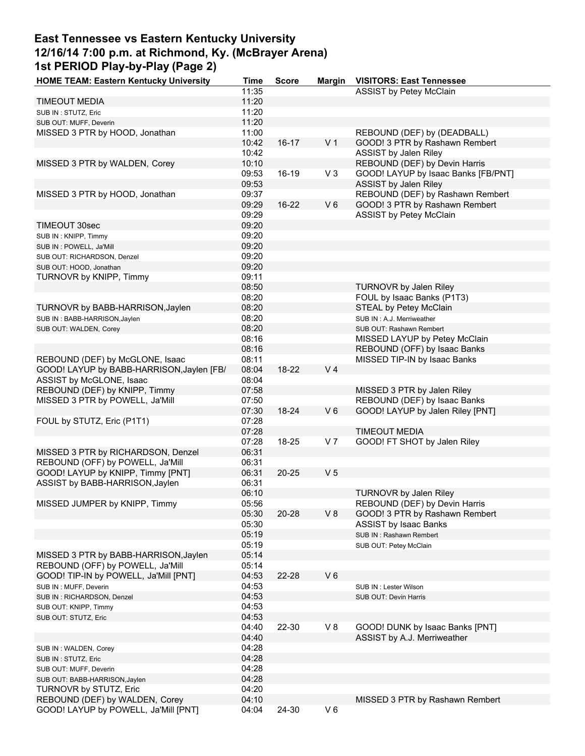# East Tennessee vs Eastern Kentucky University
## 12/16/14 7:00 p.m. at Richmond, Ky. (McBrayer Arena)
## 1st PERIOD Play-by-Play (Page 2)

| HOME TEAM: Eastern Kentucky University | Time | Score | Margin | VISITORS: East Tennessee |
|---|---|---|---|---|
| | 11:35 | | | ASSIST by Petey McClain |
| TIMEOUT MEDIA | 11:20 | | | |
| SUB IN : STUTZ, Eric | 11:20 | | | |
| SUB OUT: MUFF, Deverin | 11:20 | | | |
| MISSED 3 PTR by HOOD, Jonathan | 11:00 | | | REBOUND (DEF) by (DEADBALL) |
| | 10:42 | 16-17 | V 1 | GOOD! 3 PTR by Rashawn Rembert |
| | 10:42 | | | ASSIST by Jalen Riley |
| MISSED 3 PTR by WALDEN, Corey | 10:10 | | | REBOUND (DEF) by Devin Harris |
| | 09:53 | 16-19 | V 3 | GOOD! LAYUP by Isaac Banks [FB/PNT] |
| | 09:53 | | | ASSIST by Jalen Riley |
| MISSED 3 PTR by HOOD, Jonathan | 09:37 | | | REBOUND (DEF) by Rashawn Rembert |
| | 09:29 | 16-22 | V 6 | GOOD! 3 PTR by Rashawn Rembert |
| | 09:29 | | | ASSIST by Petey McClain |
| TIMEOUT 30sec | 09:20 | | | |
| SUB IN : KNIPP, Timmy | 09:20 | | | |
| SUB IN : POWELL, Ja'Mill | 09:20 | | | |
| SUB OUT: RICHARDSON, Denzel | 09:20 | | | |
| SUB OUT: HOOD, Jonathan | 09:20 | | | |
| TURNOVR by KNIPP, Timmy | 09:11 | | | |
| | 08:50 | | | TURNOVR by Jalen Riley |
| | 08:20 | | | FOUL by Isaac Banks (P1T3) |
| TURNOVR by BABB-HARRISON,Jaylen | 08:20 | | | STEAL by Petey McClain |
| SUB IN : BABB-HARRISON,Jaylen | 08:20 | | | SUB IN : A.J. Merriweather |
| SUB OUT: WALDEN, Corey | 08:20 | | | SUB OUT: Rashawn Rembert |
| | 08:16 | | | MISSED LAYUP by Petey McClain |
| | 08:16 | | | REBOUND (OFF) by Isaac Banks |
| REBOUND (DEF) by McGLONE, Isaac | 08:11 | | | MISSED TIP-IN by Isaac Banks |
| GOOD! LAYUP by BABB-HARRISON,Jaylen [FB/ | 08:04 | 18-22 | V 4 | |
| ASSIST by McGLONE, Isaac | 08:04 | | | |
| REBOUND (DEF) by KNIPP, Timmy | 07:58 | | | MISSED 3 PTR by Jalen Riley |
| MISSED 3 PTR by POWELL, Ja'Mill | 07:50 | | | REBOUND (DEF) by Isaac Banks |
| | 07:30 | 18-24 | V 6 | GOOD! LAYUP by Jalen Riley [PNT] |
| FOUL by STUTZ, Eric (P1T1) | 07:28 | | | |
| | 07:28 | | | TIMEOUT MEDIA |
| | 07:28 | 18-25 | V 7 | GOOD! FT SHOT by Jalen Riley |
| MISSED 3 PTR by RICHARDSON, Denzel | 06:31 | | | |
| REBOUND (OFF) by POWELL, Ja'Mill | 06:31 | | | |
| GOOD! LAYUP by KNIPP, Timmy [PNT] | 06:31 | 20-25 | V 5 | |
| ASSIST by BABB-HARRISON,Jaylen | 06:31 | | | |
| | 06:10 | | | TURNOVR by Jalen Riley |
| MISSED JUMPER by KNIPP, Timmy | 05:56 | | | REBOUND (DEF) by Devin Harris |
| | 05:30 | 20-28 | V 8 | GOOD! 3 PTR by Rashawn Rembert |
| | 05:30 | | | ASSIST by Isaac Banks |
| | 05:19 | | | SUB IN : Rashawn Rembert |
| | 05:19 | | | SUB OUT: Petey McClain |
| MISSED 3 PTR by BABB-HARRISON,Jaylen | 05:14 | | | |
| REBOUND (OFF) by POWELL, Ja'Mill | 05:14 | | | |
| GOOD! TIP-IN by POWELL, Ja'Mill [PNT] | 04:53 | 22-28 | V 6 | |
| SUB IN : MUFF, Deverin | 04:53 | | | SUB IN : Lester Wilson |
| SUB IN : RICHARDSON, Denzel | 04:53 | | | SUB OUT: Devin Harris |
| SUB OUT: KNIPP, Timmy | 04:53 | | | |
| SUB OUT: STUTZ, Eric | 04:53 | | | |
| | 04:40 | 22-30 | V 8 | GOOD! DUNK by Isaac Banks [PNT] |
| | 04:40 | | | ASSIST by A.J. Merriweather |
| SUB IN : WALDEN, Corey | 04:28 | | | |
| SUB IN : STUTZ, Eric | 04:28 | | | |
| SUB OUT: MUFF, Deverin | 04:28 | | | |
| SUB OUT: BABB-HARRISON,Jaylen | 04:28 | | | |
| TURNOVR by STUTZ, Eric | 04:20 | | | |
| REBOUND (DEF) by WALDEN, Corey | 04:10 | | | MISSED 3 PTR by Rashawn Rembert |
| GOOD! LAYUP by POWELL, Ja'Mill [PNT] | 04:04 | 24-30 | V 6 | |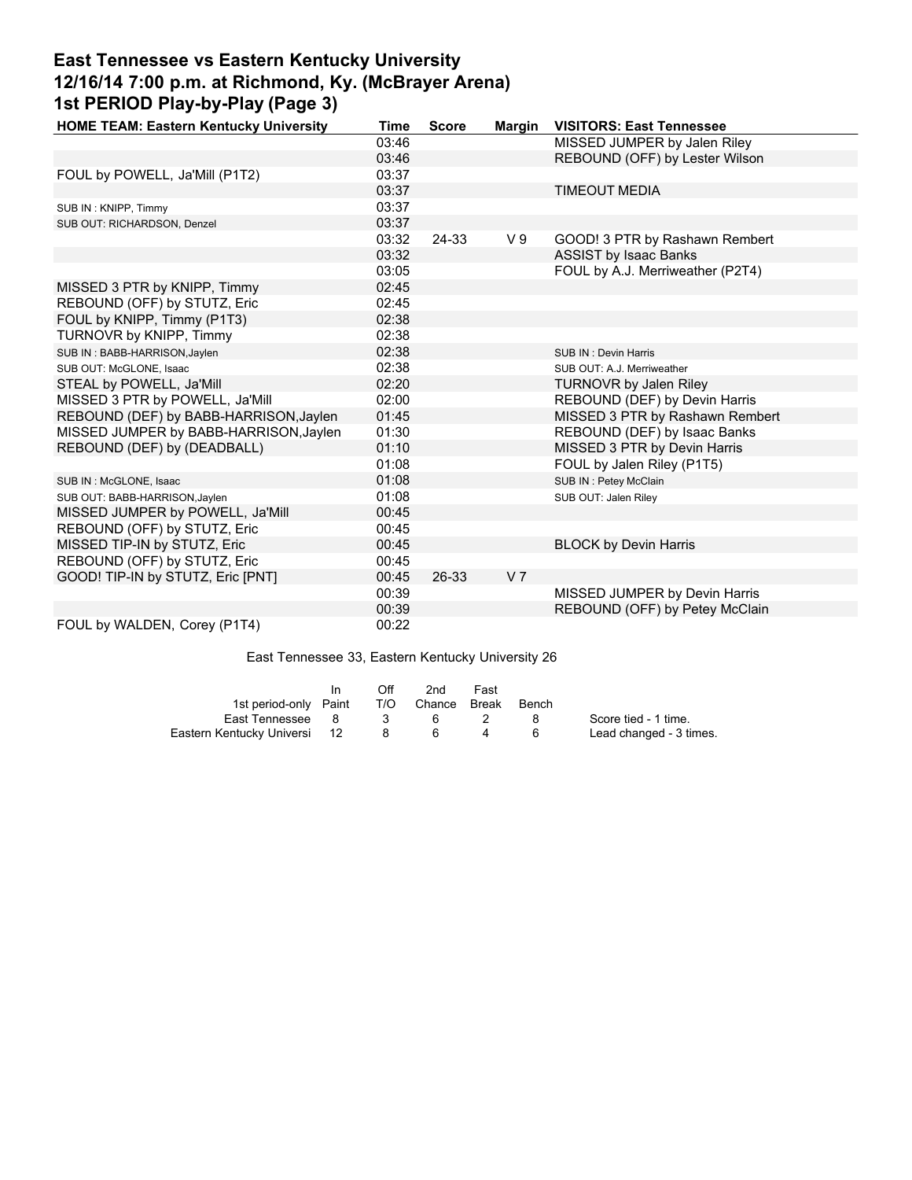# East Tennessee vs Eastern Kentucky University
## 12/16/14 7:00 p.m. at Richmond, Ky. (McBrayer Arena)
## 1st PERIOD Play-by-Play (Page 3)

| HOME TEAM: Eastern Kentucky University | Time | Score | Margin | VISITORS: East Tennessee |
|---|---|---|---|---|
| | 03:46 | | | MISSED JUMPER by Jalen Riley |
| | 03:46 | | | REBOUND (OFF) by Lester Wilson |
| FOUL by POWELL, Ja'Mill (P1T2) | 03:37 | | | |
| | 03:37 | | | TIMEOUT MEDIA |
| SUB IN : KNIPP, Timmy | 03:37 | | | |
| SUB OUT: RICHARDSON, Denzel | 03:37 | | | |
| | 03:32 | 24-33 | V 9 | GOOD! 3 PTR by Rashawn Rembert |
| | 03:32 | | | ASSIST by Isaac Banks |
| | 03:05 | | | FOUL by A.J. Merriweather (P2T4) |
| MISSED 3 PTR by KNIPP, Timmy | 02:45 | | | |
| REBOUND (OFF) by STUTZ, Eric | 02:45 | | | |
| FOUL by KNIPP, Timmy (P1T3) | 02:38 | | | |
| TURNOVR by KNIPP, Timmy | 02:38 | | | |
| SUB IN : BABB-HARRISON,Jaylen | 02:38 | | | SUB IN : Devin Harris |
| SUB OUT: McGLONE, Isaac | 02:38 | | | SUB OUT: A.J. Merriweather |
| STEAL by POWELL, Ja'Mill | 02:20 | | | TURNOVR by Jalen Riley |
| MISSED 3 PTR by POWELL, Ja'Mill | 02:00 | | | REBOUND (DEF) by Devin Harris |
| REBOUND (DEF) by BABB-HARRISON,Jaylen | 01:45 | | | MISSED 3 PTR by Rashawn Rembert |
| MISSED JUMPER by BABB-HARRISON,Jaylen | 01:30 | | | REBOUND (DEF) by Isaac Banks |
| REBOUND (DEF) by (DEADBALL) | 01:10 | | | MISSED 3 PTR by Devin Harris |
| | 01:08 | | | FOUL by Jalen Riley (P1T5) |
| SUB IN : McGLONE, Isaac | 01:08 | | | SUB IN : Petey McClain |
| SUB OUT: BABB-HARRISON,Jaylen | 01:08 | | | SUB OUT: Jalen Riley |
| MISSED JUMPER by POWELL, Ja'Mill | 00:45 | | | |
| REBOUND (OFF) by STUTZ, Eric | 00:45 | | | |
| MISSED TIP-IN by STUTZ, Eric | 00:45 | | | BLOCK by Devin Harris |
| REBOUND (OFF) by STUTZ, Eric | 00:45 | | | |
| GOOD! TIP-IN by STUTZ, Eric [PNT] | 00:45 | 26-33 | V 7 | |
| | 00:39 | | | MISSED JUMPER by Devin Harris |
| | 00:39 | | | REBOUND (OFF) by Petey McClain |
| FOUL by WALDEN, Corey (P1T4) | 00:22 | | | |

East Tennessee 33, Eastern Kentucky University 26

| 1st period-only | In Paint | Off T/O | 2nd Chance | Fast Break | Bench |
|---|---|---|---|---|---|
| East Tennessee | 8 | 3 | 6 | 2 | 8 |
| Eastern Kentucky Universi | 12 | 8 | 6 | 4 | 6 |

Score tied - 1 time.
Lead changed - 3 times.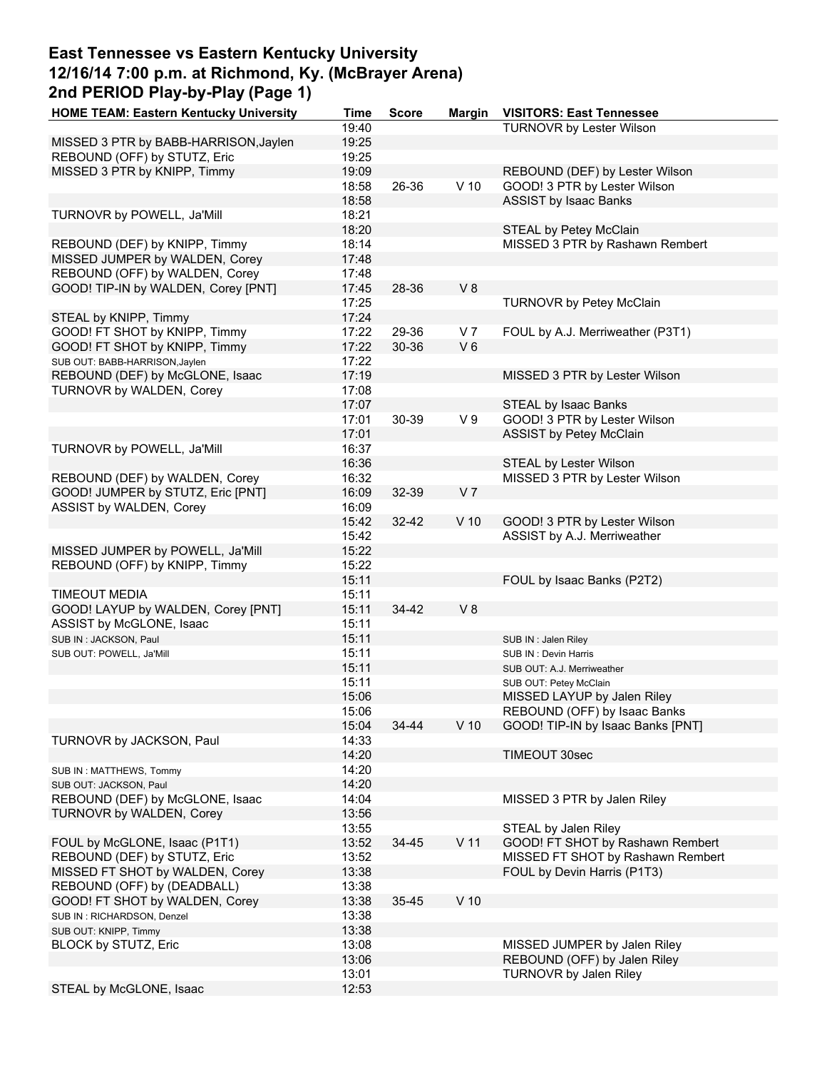# East Tennessee vs Eastern Kentucky University
## 12/16/14 7:00 p.m. at Richmond, Ky. (McBrayer Arena)
## 2nd PERIOD Play-by-Play (Page 1)

| HOME TEAM: Eastern Kentucky University | Time | Score | Margin | VISITORS: East Tennessee |
|---|---|---|---|---|
| | 19:40 | | | TURNOVR by Lester Wilson |
| MISSED 3 PTR by BABB-HARRISON,Jaylen | 19:25 | | | |
| REBOUND (OFF) by STUTZ, Eric | 19:25 | | | |
| MISSED 3 PTR by KNIPP, Timmy | 19:09 | | | REBOUND (DEF) by Lester Wilson |
| | 18:58 | 26-36 | V 10 | GOOD! 3 PTR by Lester Wilson |
| | 18:58 | | | ASSIST by Isaac Banks |
| TURNOVR by POWELL, Ja'Mill | 18:21 | | | |
| | 18:20 | | | STEAL by Petey McClain |
| REBOUND (DEF) by KNIPP, Timmy | 18:14 | | | MISSED 3 PTR by Rashawn Rembert |
| MISSED JUMPER by WALDEN, Corey | 17:48 | | | |
| REBOUND (OFF) by WALDEN, Corey | 17:48 | | | |
| GOOD! TIP-IN by WALDEN, Corey [PNT] | 17:45 | 28-36 | V 8 | |
| | 17:25 | | | TURNOVR by Petey McClain |
| STEAL by KNIPP, Timmy | 17:24 | | | |
| GOOD! FT SHOT by KNIPP, Timmy | 17:22 | 29-36 | V 7 | FOUL by A.J. Merriweather (P3T1) |
| GOOD! FT SHOT by KNIPP, Timmy | 17:22 | 30-36 | V 6 | |
| SUB OUT: BABB-HARRISON,Jaylen | 17:22 | | | |
| REBOUND (DEF) by McGLONE, Isaac | 17:19 | | | MISSED 3 PTR by Lester Wilson |
| TURNOVR by WALDEN, Corey | 17:08 | | | |
| | 17:07 | | | STEAL by Isaac Banks |
| | 17:01 | 30-39 | V 9 | GOOD! 3 PTR by Lester Wilson |
| | 17:01 | | | ASSIST by Petey McClain |
| TURNOVR by POWELL, Ja'Mill | 16:37 | | | |
| | 16:36 | | | STEAL by Lester Wilson |
| REBOUND (DEF) by WALDEN, Corey | 16:32 | | | MISSED 3 PTR by Lester Wilson |
| GOOD! JUMPER by STUTZ, Eric [PNT] | 16:09 | 32-39 | V 7 | |
| ASSIST by WALDEN, Corey | 16:09 | | | |
| | 15:42 | 32-42 | V 10 | GOOD! 3 PTR by Lester Wilson |
| | 15:42 | | | ASSIST by A.J. Merriweather |
| MISSED JUMPER by POWELL, Ja'Mill | 15:22 | | | |
| REBOUND (OFF) by KNIPP, Timmy | 15:22 | | | |
| | 15:11 | | | FOUL by Isaac Banks (P2T2) |
| TIMEOUT MEDIA | 15:11 | | | |
| GOOD! LAYUP by WALDEN, Corey [PNT] | 15:11 | 34-42 | V 8 | |
| ASSIST by McGLONE, Isaac | 15:11 | | | |
| SUB IN : JACKSON, Paul | 15:11 | | | SUB IN : Jalen Riley |
| SUB OUT: POWELL, Ja'Mill | 15:11 | | | SUB IN : Devin Harris |
| | 15:11 | | | SUB OUT: A.J. Merriweather |
| | 15:11 | | | SUB OUT: Petey McClain |
| | 15:06 | | | MISSED LAYUP by Jalen Riley |
| | 15:06 | | | REBOUND (OFF) by Isaac Banks |
| | 15:04 | 34-44 | V 10 | GOOD! TIP-IN by Isaac Banks [PNT] |
| TURNOVR by JACKSON, Paul | 14:33 | | | |
| | 14:20 | | | TIMEOUT 30sec |
| SUB IN : MATTHEWS, Tommy | 14:20 | | | |
| SUB OUT: JACKSON, Paul | 14:20 | | | |
| REBOUND (DEF) by McGLONE, Isaac | 14:04 | | | MISSED 3 PTR by Jalen Riley |
| TURNOVR by WALDEN, Corey | 13:56 | | | |
| | 13:55 | | | STEAL by Jalen Riley |
| FOUL by McGLONE, Isaac (P1T1) | 13:52 | 34-45 | V 11 | GOOD! FT SHOT by Rashawn Rembert |
| REBOUND (DEF) by STUTZ, Eric | 13:52 | | | MISSED FT SHOT by Rashawn Rembert |
| MISSED FT SHOT by WALDEN, Corey | 13:38 | | | FOUL by Devin Harris (P1T3) |
| REBOUND (OFF) by (DEADBALL) | 13:38 | | | |
| GOOD! FT SHOT by WALDEN, Corey | 13:38 | 35-45 | V 10 | |
| SUB IN : RICHARDSON, Denzel | 13:38 | | | |
| SUB OUT: KNIPP, Timmy | 13:38 | | | |
| BLOCK by STUTZ, Eric | 13:08 | | | MISSED JUMPER by Jalen Riley |
| | 13:06 | | | REBOUND (OFF) by Jalen Riley |
| | 13:01 | | | TURNOVR by Jalen Riley |
| STEAL by McGLONE, Isaac | 12:53 | | | |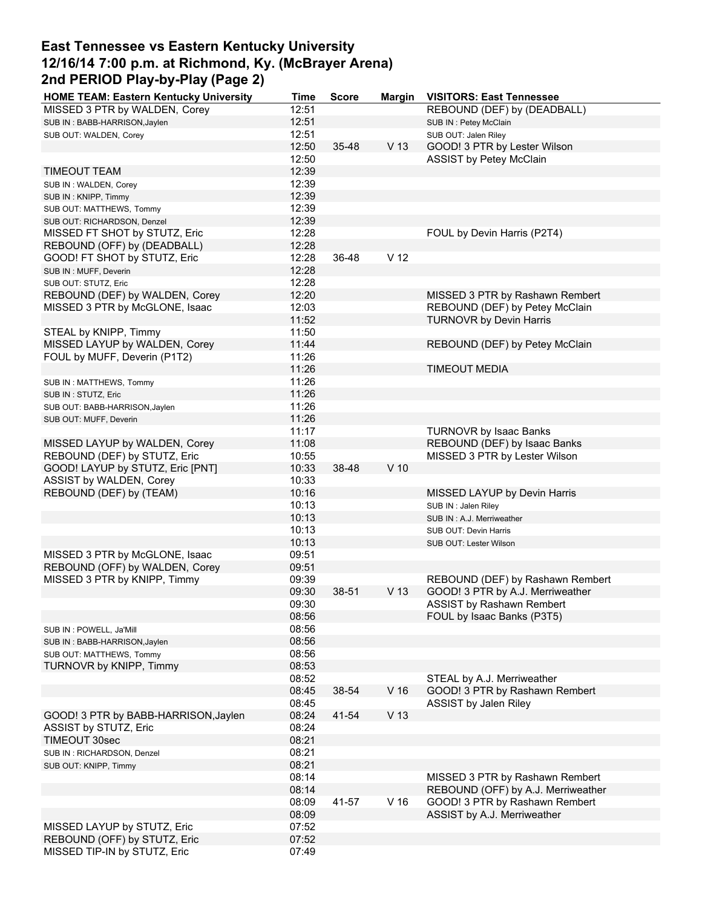# East Tennessee vs Eastern Kentucky University
## 12/16/14 7:00 p.m. at Richmond, Ky. (McBrayer Arena)
## 2nd PERIOD Play-by-Play (Page 2)

| HOME TEAM: Eastern Kentucky University | Time | Score | Margin | VISITORS: East Tennessee |
|---|---|---|---|---|
| MISSED 3 PTR by WALDEN, Corey | 12:51 | | | REBOUND (DEF) by (DEADBALL) |
| SUB IN : BABB-HARRISON,Jaylen | 12:51 | | | SUB IN : Petey McClain |
| SUB OUT: WALDEN, Corey | 12:51 | | | SUB OUT: Jalen Riley |
| | 12:50 | 35-48 | V 13 | GOOD! 3 PTR by Lester Wilson |
| | 12:50 | | | ASSIST by Petey McClain |
| TIMEOUT TEAM | 12:39 | | | |
| SUB IN : WALDEN, Corey | 12:39 | | | |
| SUB IN : KNIPP, Timmy | 12:39 | | | |
| SUB OUT: MATTHEWS, Tommy | 12:39 | | | |
| SUB OUT: RICHARDSON, Denzel | 12:39 | | | |
| MISSED FT SHOT by STUTZ, Eric | 12:28 | | | FOUL by Devin Harris (P2T4) |
| REBOUND (OFF) by (DEADBALL) | 12:28 | | | |
| GOOD! FT SHOT by STUTZ, Eric | 12:28 | 36-48 | V 12 | |
| SUB IN : MUFF, Deverin | 12:28 | | | |
| SUB OUT: STUTZ, Eric | 12:28 | | | |
| REBOUND (DEF) by WALDEN, Corey | 12:20 | | | MISSED 3 PTR by Rashawn Rembert |
| MISSED 3 PTR by McGLONE, Isaac | 12:03 | | | REBOUND (DEF) by Petey McClain |
| | 11:52 | | | TURNOVR by Devin Harris |
| STEAL by KNIPP, Timmy | 11:50 | | | |
| MISSED LAYUP by WALDEN, Corey | 11:44 | | | REBOUND (DEF) by Petey McClain |
| FOUL by MUFF, Deverin (P1T2) | 11:26 | | | |
| | 11:26 | | | TIMEOUT MEDIA |
| SUB IN : MATTHEWS, Tommy | 11:26 | | | |
| SUB IN : STUTZ, Eric | 11:26 | | | |
| SUB OUT: BABB-HARRISON,Jaylen | 11:26 | | | |
| SUB OUT: MUFF, Deverin | 11:26 | | | |
| | 11:17 | | | TURNOVR by Isaac Banks |
| MISSED LAYUP by WALDEN, Corey | 11:08 | | | REBOUND (DEF) by Isaac Banks |
| REBOUND (DEF) by STUTZ, Eric | 10:55 | | | MISSED 3 PTR by Lester Wilson |
| GOOD! LAYUP by STUTZ, Eric [PNT] | 10:33 | 38-48 | V 10 | |
| ASSIST by WALDEN, Corey | 10:33 | | | |
| REBOUND (DEF) by (TEAM) | 10:16 | | | MISSED LAYUP by Devin Harris |
| | 10:13 | | | SUB IN : Jalen Riley |
| | 10:13 | | | SUB IN : A.J. Merriweather |
| | 10:13 | | | SUB OUT: Devin Harris |
| | 10:13 | | | SUB OUT: Lester Wilson |
| MISSED 3 PTR by McGLONE, Isaac | 09:51 | | | |
| REBOUND (OFF) by WALDEN, Corey | 09:51 | | | |
| MISSED 3 PTR by KNIPP, Timmy | 09:39 | | | REBOUND (DEF) by Rashawn Rembert |
| | 09:30 | 38-51 | V 13 | GOOD! 3 PTR by A.J. Merriweather |
| | 09:30 | | | ASSIST by Rashawn Rembert |
| | 08:56 | | | FOUL by Isaac Banks (P3T5) |
| SUB IN : POWELL, Ja'Mill | 08:56 | | | |
| SUB IN : BABB-HARRISON,Jaylen | 08:56 | | | |
| SUB OUT: MATTHEWS, Tommy | 08:56 | | | |
| TURNOVR by KNIPP, Timmy | 08:53 | | | |
| | 08:52 | | | STEAL by A.J. Merriweather |
| | 08:45 | 38-54 | V 16 | GOOD! 3 PTR by Rashawn Rembert |
| | 08:45 | | | ASSIST by Jalen Riley |
| GOOD! 3 PTR by BABB-HARRISON,Jaylen | 08:24 | 41-54 | V 13 | |
| ASSIST by STUTZ, Eric | 08:24 | | | |
| TIMEOUT 30sec | 08:21 | | | |
| SUB IN : RICHARDSON, Denzel | 08:21 | | | |
| SUB OUT: KNIPP, Timmy | 08:21 | | | |
| | 08:14 | | | MISSED 3 PTR by Rashawn Rembert |
| | 08:14 | | | REBOUND (OFF) by A.J. Merriweather |
| | 08:09 | 41-57 | V 16 | GOOD! 3 PTR by Rashawn Rembert |
| | 08:09 | | | ASSIST by A.J. Merriweather |
| MISSED LAYUP by STUTZ, Eric | 07:52 | | | |
| REBOUND (OFF) by STUTZ, Eric | 07:52 | | | |
| MISSED TIP-IN by STUTZ, Eric | 07:49 | | | |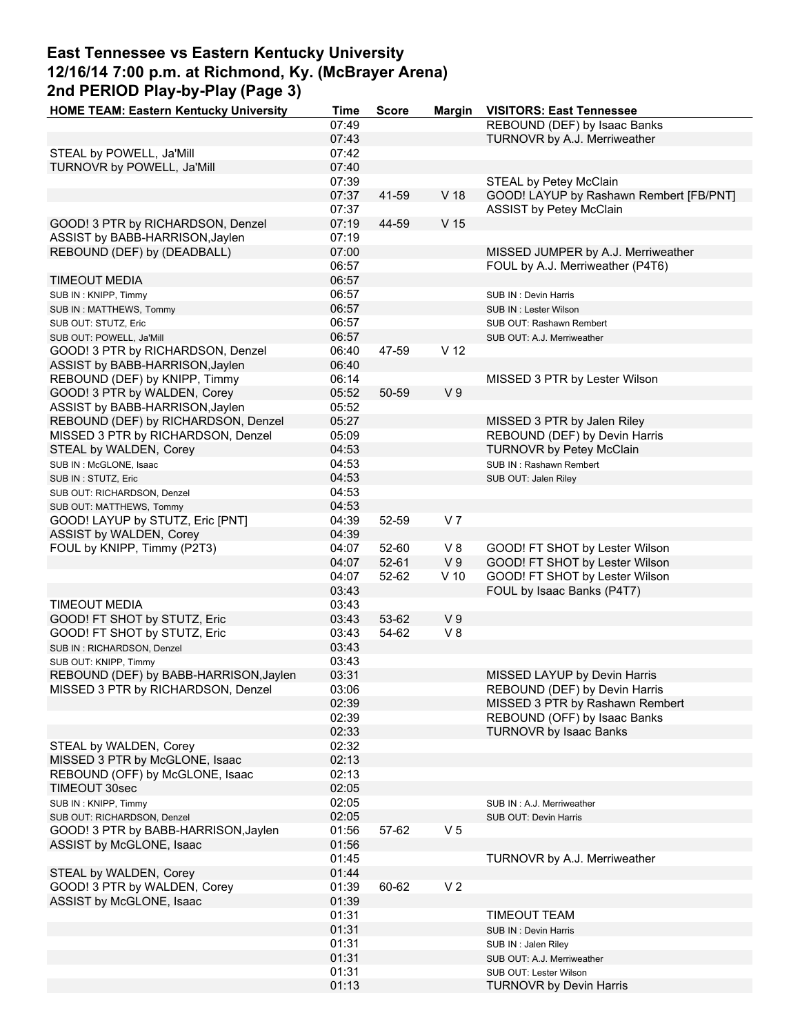# East Tennessee vs Eastern Kentucky University
## 12/16/14 7:00 p.m. at Richmond, Ky. (McBrayer Arena)
### 2nd PERIOD Play-by-Play (Page 3)

| HOME TEAM: Eastern Kentucky University | Time | Score | Margin | VISITORS: East Tennessee |
|---|---|---|---|---|
| | 07:49 | | | REBOUND (DEF) by Isaac Banks |
| | 07:43 | | | TURNOVR by A.J. Merriweather |
| STEAL by POWELL, Ja'Mill | 07:42 | | | |
| TURNOVR by POWELL, Ja'Mill | 07:40 | | | |
| | 07:39 | | | STEAL by Petey McClain |
| | 07:37 | 41-59 | V 18 | GOOD! LAYUP by Rashawn Rembert [FB/PNT] |
| | 07:37 | | | ASSIST by Petey McClain |
| GOOD! 3 PTR by RICHARDSON, Denzel | 07:19 | 44-59 | V 15 | |
| ASSIST by BABB-HARRISON,Jaylen | 07:19 | | | |
| REBOUND (DEF) by (DEADBALL) | 07:00 | | | MISSED JUMPER by A.J. Merriweather |
| | 06:57 | | | FOUL by A.J. Merriweather (P4T6) |
| TIMEOUT MEDIA | 06:57 | | | |
| SUB IN : KNIPP, Timmy | 06:57 | | | SUB IN : Devin Harris |
| SUB IN : MATTHEWS, Tommy | 06:57 | | | SUB IN : Lester Wilson |
| SUB OUT: STUTZ, Eric | 06:57 | | | SUB OUT: Rashawn Rembert |
| SUB OUT: POWELL, Ja'Mill | 06:57 | | | SUB OUT: A.J. Merriweather |
| GOOD! 3 PTR by RICHARDSON, Denzel | 06:40 | 47-59 | V 12 | |
| ASSIST by BABB-HARRISON,Jaylen | 06:40 | | | |
| REBOUND (DEF) by KNIPP, Timmy | 06:14 | | | MISSED 3 PTR by Lester Wilson |
| GOOD! 3 PTR by WALDEN, Corey | 05:52 | 50-59 | V 9 | |
| ASSIST by BABB-HARRISON,Jaylen | 05:52 | | | |
| REBOUND (DEF) by RICHARDSON, Denzel | 05:27 | | | MISSED 3 PTR by Jalen Riley |
| MISSED 3 PTR by RICHARDSON, Denzel | 05:09 | | | REBOUND (DEF) by Devin Harris |
| STEAL by WALDEN, Corey | 04:53 | | | TURNOVR by Petey McClain |
| SUB IN : McGLONE, Isaac | 04:53 | | | SUB IN : Rashawn Rembert |
| SUB IN : STUTZ, Eric | 04:53 | | | SUB OUT: Jalen Riley |
| SUB OUT: RICHARDSON, Denzel | 04:53 | | | |
| SUB OUT: MATTHEWS, Tommy | 04:53 | | | |
| GOOD! LAYUP by STUTZ, Eric [PNT] | 04:39 | 52-59 | V 7 | |
| ASSIST by WALDEN, Corey | 04:39 | | | |
| FOUL by KNIPP, Timmy (P2T3) | 04:07 | 52-60 | V 8 | GOOD! FT SHOT by Lester Wilson |
| | 04:07 | 52-61 | V 9 | GOOD! FT SHOT by Lester Wilson |
| | 04:07 | 52-62 | V 10 | GOOD! FT SHOT by Lester Wilson |
| | 03:43 | | | FOUL by Isaac Banks (P4T7) |
| TIMEOUT MEDIA | 03:43 | | | |
| GOOD! FT SHOT by STUTZ, Eric | 03:43 | 53-62 | V 9 | |
| GOOD! FT SHOT by STUTZ, Eric | 03:43 | 54-62 | V 8 | |
| SUB IN : RICHARDSON, Denzel | 03:43 | | | |
| SUB OUT: KNIPP, Timmy | 03:43 | | | |
| REBOUND (DEF) by BABB-HARRISON,Jaylen | 03:31 | | | MISSED LAYUP by Devin Harris |
| MISSED 3 PTR by RICHARDSON, Denzel | 03:06 | | | REBOUND (DEF) by Devin Harris |
| | 02:39 | | | MISSED 3 PTR by Rashawn Rembert |
| | 02:39 | | | REBOUND (OFF) by Isaac Banks |
| | 02:33 | | | TURNOVR by Isaac Banks |
| STEAL by WALDEN, Corey | 02:32 | | | |
| MISSED 3 PTR by McGLONE, Isaac | 02:13 | | | |
| REBOUND (OFF) by McGLONE, Isaac | 02:13 | | | |
| TIMEOUT 30sec | 02:05 | | | |
| SUB IN : KNIPP, Timmy | 02:05 | | | SUB IN : A.J. Merriweather |
| SUB OUT: RICHARDSON, Denzel | 02:05 | | | SUB OUT: Devin Harris |
| GOOD! 3 PTR by BABB-HARRISON,Jaylen | 01:56 | 57-62 | V 5 | |
| ASSIST by McGLONE, Isaac | 01:56 | | | |
| | 01:45 | | | TURNOVR by A.J. Merriweather |
| STEAL by WALDEN, Corey | 01:44 | | | |
| GOOD! 3 PTR by WALDEN, Corey | 01:39 | 60-62 | V 2 | |
| ASSIST by McGLONE, Isaac | 01:39 | | | |
| | 01:31 | | | TIMEOUT TEAM |
| | 01:31 | | | SUB IN : Devin Harris |
| | 01:31 | | | SUB IN : Jalen Riley |
| | 01:31 | | | SUB OUT: A.J. Merriweather |
| | 01:31 | | | SUB OUT: Lester Wilson |
| | 01:13 | | | TURNOVR by Devin Harris |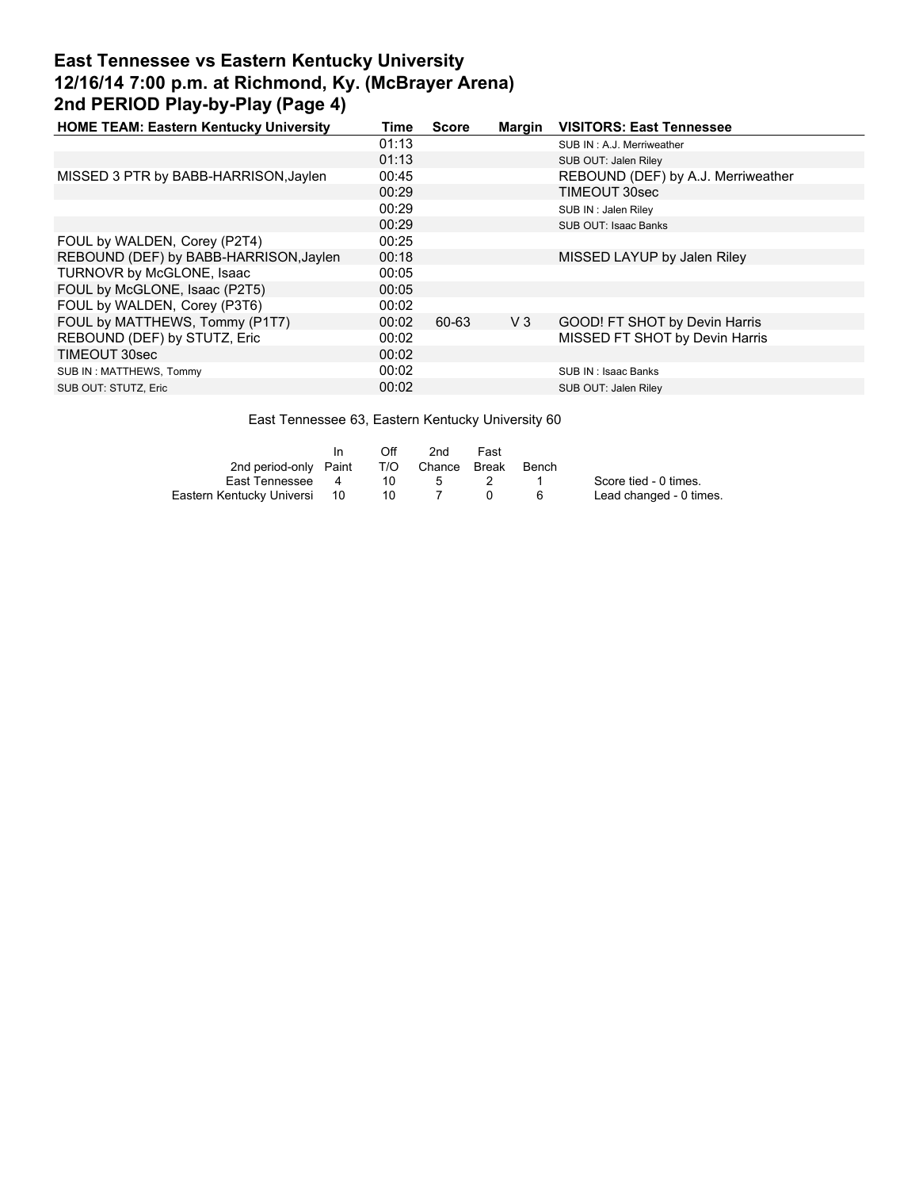# East Tennessee vs Eastern Kentucky University
## 12/16/14 7:00 p.m. at Richmond, Ky. (McBrayer Arena)
## 2nd PERIOD Play-by-Play (Page 4)

| HOME TEAM: Eastern Kentucky University | Time | Score | Margin | VISITORS: East Tennessee |
|---|---|---|---|---|
| | 01:13 | | | SUB IN : A.J. Merriweather |
| | 01:13 | | | SUB OUT: Jalen Riley |
| MISSED 3 PTR by BABB-HARRISON,Jaylen | 00:45 | | | REBOUND (DEF) by A.J. Merriweather |
| | 00:29 | | | TIMEOUT 30sec |
| | 00:29 | | | SUB IN : Jalen Riley |
| | 00:29 | | | SUB OUT: Isaac Banks |
| FOUL by WALDEN, Corey (P2T4) | 00:25 | | | |
| REBOUND (DEF) by BABB-HARRISON,Jaylen | 00:18 | | | MISSED LAYUP by Jalen Riley |
| TURNOVR by McGLONE, Isaac | 00:05 | | | |
| FOUL by McGLONE, Isaac (P2T5) | 00:05 | | | |
| FOUL by WALDEN, Corey (P3T6) | 00:02 | | | |
| FOUL by MATTHEWS, Tommy (P1T7) | 00:02 | 60-63 | V 3 | GOOD! FT SHOT by Devin Harris |
| REBOUND (DEF) by STUTZ, Eric | 00:02 | | | MISSED FT SHOT by Devin Harris |
| TIMEOUT 30sec | 00:02 | | | |
| SUB IN : MATTHEWS, Tommy | 00:02 | | | SUB IN : Isaac Banks |
| SUB OUT: STUTZ, Eric | 00:02 | | | SUB OUT: Jalen Riley |

East Tennessee 63, Eastern Kentucky University 60

| 2nd period-only | In Paint | Off T/O | 2nd Chance | Fast Break | Bench |
|---|---|---|---|---|---|
| East Tennessee | 4 | 10 | 5 | 2 | 1 |
| Eastern Kentucky Universi | 10 | 10 | 7 | 0 | 6 |

Score tied - 0 times.
Lead changed - 0 times.